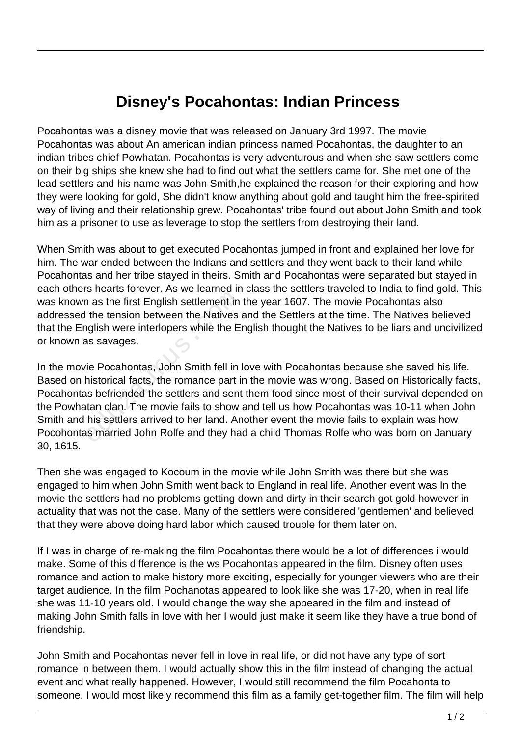# Disney's Pocahontas: Indian Princess

Pocahontas was a disney movie that was released on January 3rd 1997. The movie Pocahontas was about An american indian princess named Pocahontas, the daughter to an indian tribes chief Powhatan. Pocahontas is very adventurous and when she saw settlers come on their big ships she knew she had to find out what the settlers came for. She met one of the lead settlers and his name was John Smith,he explained the reason for their exploring and how they were looking for gold, She didn't know anything about gold and taught him the free-spirited way of living and their relationship grew. Pocahontas' tribe found out about John Smith and took him as a prisoner to use as leverage to stop the settlers from destroying their land.

When Smith was about to get executed Pocahontas jumped in front and explained her love for him. The war ended between the Indians and settlers and they went back to their land while Pocahontas and her tribe stayed in theirs. Smith and Pocahontas were separated but stayed in each others hearts forever. As we learned in class the settlers traveled to India to find gold. This was known as the first English settlement in the year 1607. The movie Pocahontas also addressed the tension between the Natives and the Settlers at the time. The Natives believed that the English were interlopers while the English thought the Natives to be liars and uncivilized or known as savages.

In the movie Pocahontas, John Smith fell in love with Pocahontas because she saved his life. Based on historical facts, the romance part in the movie was wrong. Based on Historically facts, Pocahontas befriended the settlers and sent them food since most of their survival depended on the Powhatan clan. The movie fails to show and tell us how Pocahontas was 10-11 when John Smith and his settlers arrived to her land. Another event the movie fails to explain was how Pocohontas married John Rolfe and they had a child Thomas Rolfe who was born on January 30, 1615.

Then she was engaged to Kocoum in the movie while John Smith was there but she was engaged to him when John Smith went back to England in real life. Another event was In the movie the settlers had no problems getting down and dirty in their search got gold however in actuality that was not the case. Many of the settlers were considered 'gentlemen' and believed that they were above doing hard labor which caused trouble for them later on.

If I was in charge of re-making the film Pocahontas there would be a lot of differences i would make. Some of this difference is the ws Pocahontas appeared in the film. Disney often uses romance and action to make history more exciting, especially for younger viewers who are their target audience. In the film Pochanotas appeared to look like she was 17-20, when in real life she was 11-10 years old. I would change the way she appeared in the film and instead of making John Smith falls in love with her I would just make it seem like they have a true bond of friendship.

John Smith and Pocahontas never fell in love in real life, or did not have any type of sort romance in between them. I would actually show this in the film instead of changing the actual event and what really happened. However, I would still recommend the film Pocahonta to someone. I would most likely recommend this film as a family get-together film. The film will help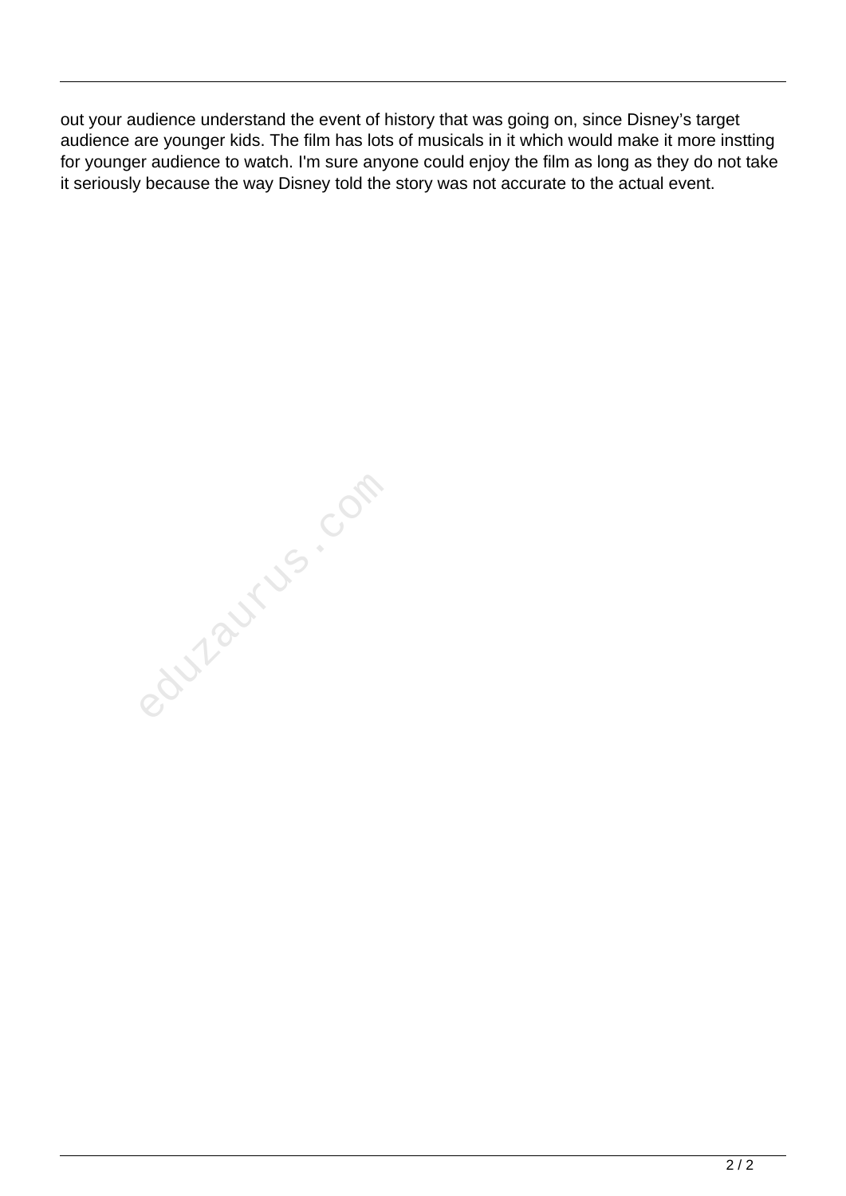out your audience understand the event of history that was going on, since Disney's target audience are younger kids. The film has lots of musicals in it which would make it more instting for younger audience to watch. I'm sure anyone could enjoy the film as long as they do not take it seriously because the way Disney told the story was not accurate to the actual event.